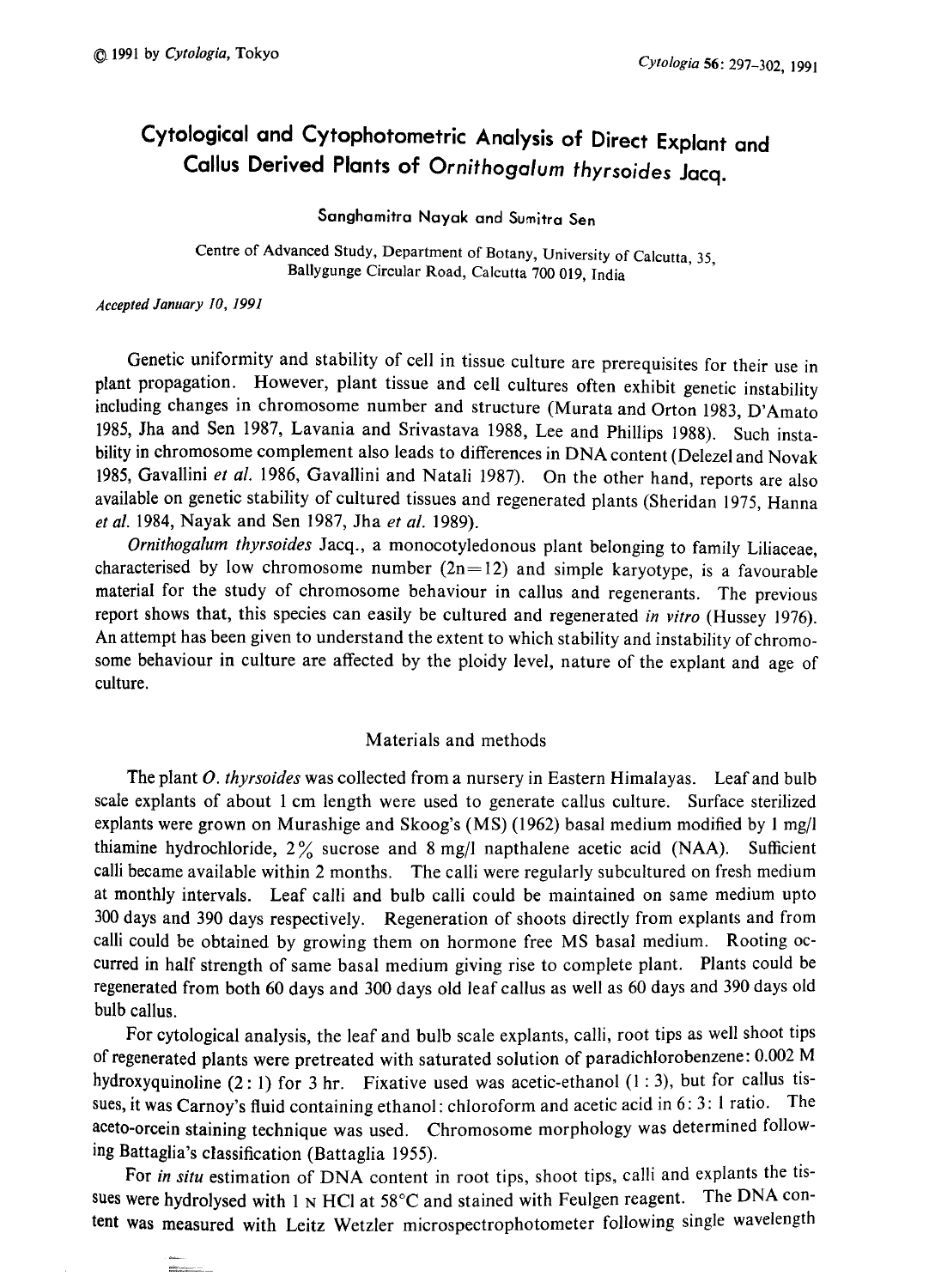# Cytological and Cytophotometric Analysis of Direct Explant and Callus Derived Plants of *Ornithogalum thyrsoides* Jacq.

Sanghamitra Nayak and Sumitra Sen

Centre of Advanced Study, Department of Botany, University of Calcutta, 35, Ballygunge Circular Road, Calcutta 700 019, India

*Accepted January 10, 1991*

Genetic uniformity and stability of cell in tissue culture are prerequisites for their use in plant propagation. However, plant tissue and cell cultures often exhibit genetic instability including changes in chromosome number and structure (Murata and Orton 1983, D'Amato 1985, Jha and Sen 1987, Lavania and Srivastava 1988, Lee and Phillips 1988). Such instability in chromosome complement also leads to differences in DNA content (Delezel and Novak 1985, Gavallini *et al.* 1986, Gavallini and Natali 1987). On the other hand, reports are also available on genetic stability of cultured tissues and regenerated plants (Sheridan 1975, Hanna *et al.* 1984, Nayak and Sen 1987, Jha *et al.* 1989).

*Ornithogalum thyrsoides* Jacq., a monocotyledonous plant belonging to family Liliaceae, characterised by low chromosome number (2n=12) and simple karyotype, is a favourable material for the study of chromosome behaviour in callus and regenerants. The previous report shows that, this species can easily be cultured and regenerated *in vitro* (Hussey 1976). An attempt has been given to understand the extent to which stability and instability of chromosome behaviour in culture are affected by the ploidy level, nature of the explant and age of culture.

## Materials and methods

The plant *O. thyrsoides* was collected from a nursery in Eastern Himalayas. Leaf and bulb scale explants of about 1 cm length were used to generate callus culture. Surface sterilized explants were grown on Murashige and Skoog's (MS) (1962) basal medium modified by 1 mg/l thiamine hydrochloride, 2% sucrose and 8 mg/l napthalene acetic acid (NAA). Sufficient calli became available within 2 months. The calli were regularly subcultured on fresh medium at monthly intervals. Leaf calli and bulb calli could be maintained on same medium upto 300 days and 390 days respectively. Regeneration of shoots directly from explants and from calli could be obtained by growing them on hormone free MS basal medium. Rooting occurred in half strength of same basal medium giving rise to complete plant. Plants could be regenerated from both 60 days and 300 days old leaf callus as well as 60 days and 390 days old bulb callus.

For cytological analysis, the leaf and bulb scale explants, calli, root tips as well shoot tips of regenerated plants were pretreated with saturated solution of paradichlorobenzene: 0.002 M hydroxyquinoline (2 : 1) for 3 hr. Fixative used was acetic-ethanol (1 : 3), but for callus tissues, it was Carnoy's fluid containing ethanol: chloroform and acetic acid in 6: 3: 1 ratio. The aceto-orcein staining technique was used. Chromosome morphology was determined following Battaglia's classification (Battaglia 1955).

For *in situ* estimation of DNA content in root tips, shoot tips, calli and explants the tissues were hydrolysed with 1 N HCl at 58°C and stained with Feulgen reagent. The DNA content was measured with Leitz Wetzler microspectrophotometer following single wavelength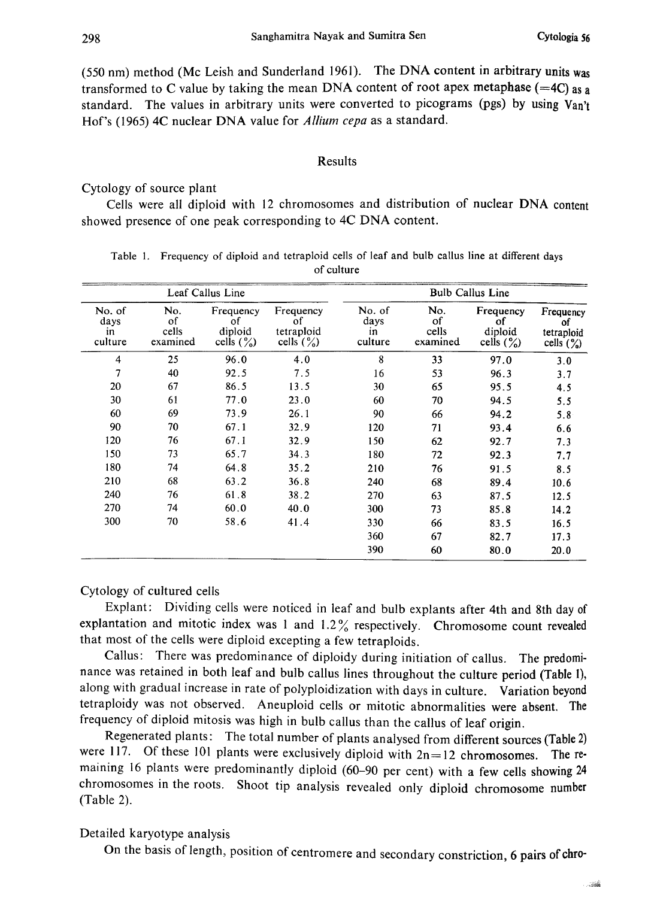(550 nm) method (Mc Leish and Sunderland 1961). The DNA content in arbitrary units was transformed to C value by taking the mean DNA content of root apex metaphase (=4C) as a standard. The values in arbitrary units were converted to picograms (pgs) by using Van't Hof's (1965) 4C nuclear DNA value for *Allium cepa* as a standard.

## Results

### Cytology of source plant

Cells were all diploid with 12 chromosomes and distribution of nuclear DNA content showed presence of one peak corresponding to 4C DNA content.

Table 1. Frequency of diploid and tetraploid cells of leaf and bulb callus line at different days of culture

| Leaf Callus Line | | | | Bulb Callus Line | | | |
|---|---|---|---|---|---|---|---|
| No. of days in culture | No. of cells examined | Frequency of diploid cells (%) | Frequency of tetraploid cells (%) | No. of days in culture | No. of cells examined | Frequency of diploid cells (%) | Frequency of tetraploid cells (%) |
| 4 | 25 | 96.0 | 4.0 | 8 | 33 | 97.0 | 3.0 |
| 7 | 40 | 92.5 | 7.5 | 16 | 53 | 96.3 | 3.7 |
| 20 | 67 | 86.5 | 13.5 | 30 | 65 | 95.5 | 4.5 |
| 30 | 61 | 77.0 | 23.0 | 60 | 70 | 94.5 | 5.5 |
| 60 | 69 | 73.9 | 26.1 | 90 | 66 | 94.2 | 5.8 |
| 90 | 70 | 67.1 | 32.9 | 120 | 71 | 93.4 | 6.6 |
| 120 | 76 | 67.1 | 32.9 | 150 | 62 | 92.7 | 7.3 |
| 150 | 73 | 65.7 | 34.3 | 180 | 72 | 92.3 | 7.7 |
| 180 | 74 | 64.8 | 35.2 | 210 | 76 | 91.5 | 8.5 |
| 210 | 68 | 63.2 | 36.8 | 240 | 68 | 89.4 | 10.6 |
| 240 | 76 | 61.8 | 38.2 | 270 | 63 | 87.5 | 12.5 |
| 270 | 74 | 60.0 | 40.0 | 300 | 73 | 85.8 | 14.2 |
| 300 | 70 | 58.6 | 41.4 | 330 | 66 | 83.5 | 16.5 |
| | | | | 360 | 67 | 82.7 | 17.3 |
| | | | | 390 | 60 | 80.0 | 20.0 |

### Cytology of cultured cells

Explant: Dividing cells were noticed in leaf and bulb explants after 4th and 8th day of explantation and mitotic index was 1 and 1.2% respectively. Chromosome count revealed that most of the cells were diploid excepting a few tetraploids.

Callus: There was predominance of diploidy during initiation of callus. The predominance was retained in both leaf and bulb callus lines throughout the culture period (Table 1), along with gradual increase in rate of polyploidization with days in culture. Variation beyond tetraploidy was not observed. Aneuploid cells or mitotic abnormalities were absent. The frequency of diploid mitosis was high in bulb callus than the callus of leaf origin.

Regenerated plants: The total number of plants analysed from different sources (Table 2) were 117. Of these 101 plants were exclusively diploid with 2n=12 chromosomes. The remaining 16 plants were predominantly diploid (60–90 per cent) with a few cells showing 24 chromosomes in the roots. Shoot tip analysis revealed only diploid chromosome number (Table 2).

### Detailed karyotype analysis

On the basis of length, position of centromere and secondary constriction, 6 pairs of chro-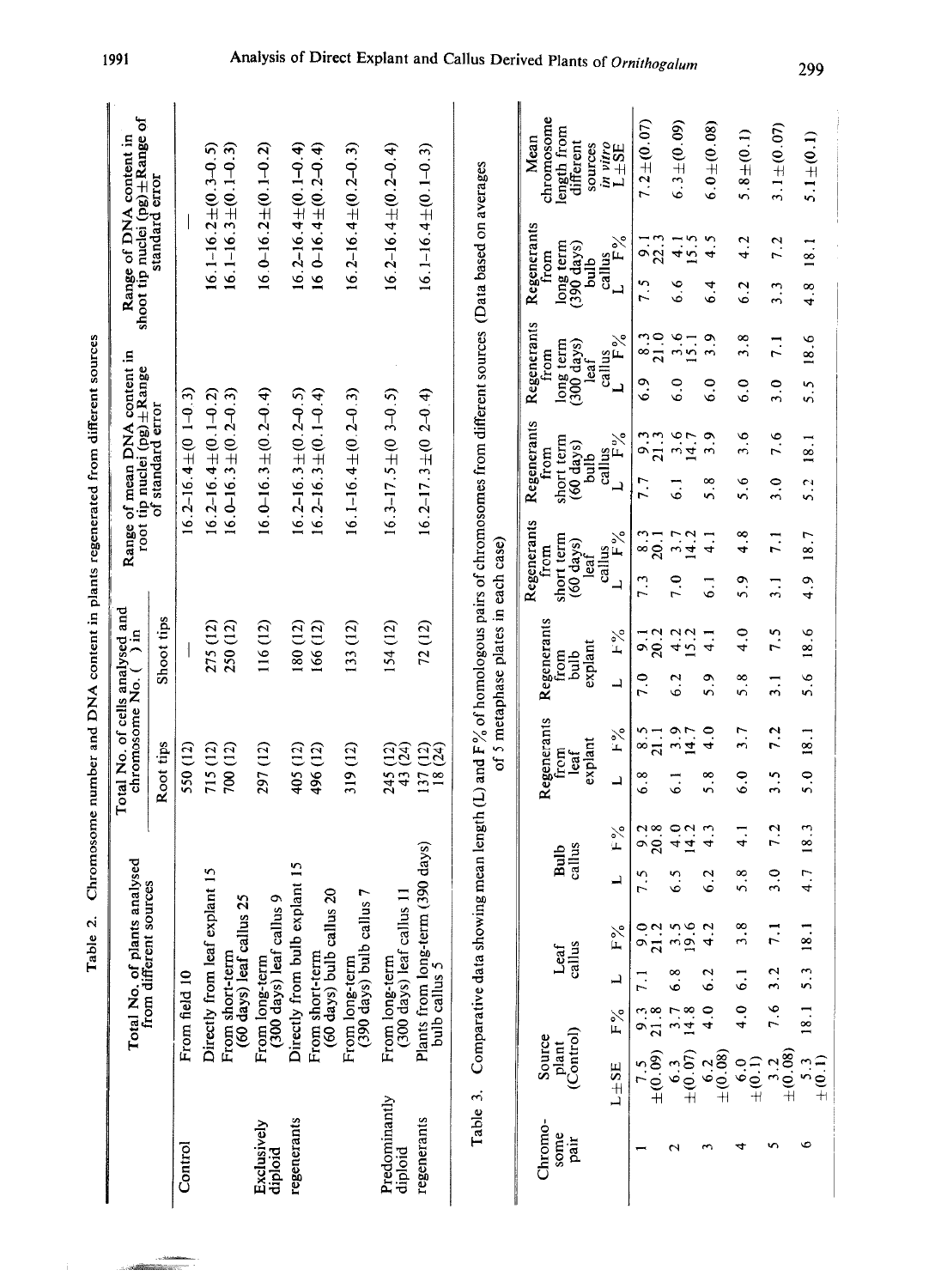Table 2. Chromosome number and DNA content in plants regenerated from different sources

| | Total No. of plants analysed from different sources | Total No. of cells analysed and chromosome No. ( ) in Root tips | Shoot tips | Range of mean DNA content in root tip nuclei (pg) ± Range of standard error | Range of DNA content in shoot tip nuclei (pg) ± Range of standard error |
|---|---|---|---|---|---|
| Control | From field 10 | 550 (12) | — | 16.2–16.4 ± (0.1–0.3) | — |
| | Directly from leaf explant 15 | 715 (12) | 275 (12) | 16.2–16.4 ± (0.1–0.2) | 16.1–16.2 ± (0.3–0.5) |
| | From short-term (60 days) leaf callus 25 | 700 (12) | 250 (12) | 16.0–16.3 ± (0.2–0.3) | 16.1–16.3 ± (0.1–0.3) |
| Exclusively diploid | From long-term (300 days) leaf callus 9 | 297 (12) | 116 (12) | 16.0–16.3 ± (0.2–0.4) | 16.0–16.2 ± (0.1–0.2) |
| regenerants | Directly from bulb explant 15 | 405 (12) | 180 (12) | 16.2–16.3 ± (0.2–0.5) | 16.2–16.4 ± (0.1–0.4) |
| | From short-term (60 days) bulb callus 20 | 496 (12) | 166 (12) | 16.2–16.3 ± (0.1–0.4) | 16.0–16.4 ± (0.2–0.4) |
| | From long-term (390 days) bulb callus 7 | 319 (12) | 133 (12) | 16.1–16.4 ± (0.2–0.3) | 16.2–16.4 ± (0.2–0.3) |
| Predominantly diploid | From long-term (300 days) leaf callus 11 | 245 (12) 43 (24) | 154 (12) | 16.3–17.5 ± (0.3–0.5) | 16.2–16.4 ± (0.2–0.4) |
| regenerants | Plants from long-term (390 days) bulb callus 5 | 137 (12) 18 (24) | 72 (12) | 16.2–17.3 ± (0.2–0.4) | 16.1–16.4 ± (0.1–0.3) |

Table 3. Comparative data showing mean length (L) and F% of homologous pairs of chromosomes from different sources (Data based on averages of 5 metaphase plates in each case)

| Chromosome pair | Source plant (Control) L±SE | F% | Leaf callus L | F% | Bulb callus L | F% | Regenerants from leaf explant L | F% | Regenerants from bulb explant L | F% | Regenerants from short term (60 days) leaf callus L | F% | Regenerants from short term (60 days) bulb callus L | F% | Regenerants from long term (300 days) leaf callus L | F% | Regenerants from long term (390 days) bulb callus L | F% | Mean chromosome length from different sources *in vitro* L±SE |
|---|---|---|---|---|---|---|---|---|---|---|---|---|---|---|---|---|---|---|---|
| 1 | 7.5 ±(0.09) | 9.3 21.8 | 7.1 | 9.0 21.2 | 7.5 | 9.2 20.8 | 6.8 | 8.5 21.1 | 7.0 | 9.1 20.2 | 7.3 | 8.3 20.1 | 7.7 | 9.3 21.3 | 6.9 | 8.3 21.0 | 7.5 | 9.1 22.3 | 7.2±(0.07) |
| 2 | 6.3 ±(0.07) | 3.7 14.8 | 6.8 | 3.5 19.6 | 6.5 | 4.0 14.2 | 6.1 | 3.9 14.7 | 6.2 | 4.2 15.2 | 7.0 | 3.7 14.2 | 6.1 | 3.6 14.7 | 6.0 | 3.6 15.1 | 6.6 | 4.1 15.5 | 6.3±(0.09) |
| 3 | 6.2 ±(0.08) | 4.0 | 6.2 | 4.2 | 6.2 | 4.3 | 5.8 | 4.0 | 5.9 | 4.1 | 6.1 | 4.1 | 5.8 | 3.9 | 6.0 | 3.9 | 6.4 | 4.5 | 6.0±(0.08) |
| 4 | 6.0 ±(0.1) | 4.0 | 6.1 | 3.8 | 5.8 | 4.1 | 6.0 | 3.7 | 5.8 | 4.0 | 5.9 | 4.8 | 5.6 | 3.6 | 6.0 | 3.8 | 6.2 | 4.2 | 5.8±(0.1) |
| 5 | 3.2 ±(0.08) | 7.6 | 3.2 | 7.1 | 3.0 | 7.2 | 3.5 | 7.2 | 3.1 | 7.5 | 3.1 | 7.1 | 3.0 | 7.6 | 3.0 | 7.1 | 3.3 | 7.2 | 3.1±(0.07) |
| 6 | 5.3 ±(0.1) | 18.1 | 5.3 | 18.1 | 4.7 | 18.3 | 5.0 | 18.1 | 5.6 | 18.6 | 4.9 | 18.7 | 5.2 | 18.1 | 5.5 | 18.6 | 4.8 | 18.1 | 5.1±(0.1) |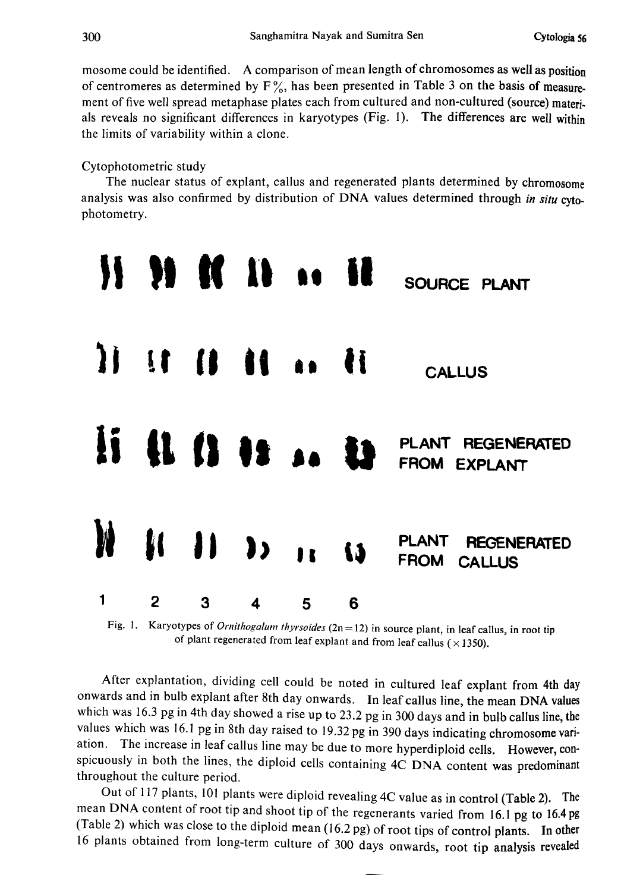mosome could be identified. A comparison of mean length of chromosomes as well as position of centromeres as determined by F%, has been presented in Table 3 on the basis of measurement of five well spread metaphase plates each from cultured and non-cultured (source) materials reveals no significant differences in karyotypes (Fig. 1). The differences are well within the limits of variability within a clone.

Cytophotometric study

The nuclear status of explant, callus and regenerated plants determined by chromosome analysis was also confirmed by distribution of DNA values determined through *in situ* cytophotometry.

Fig. 1. Karyotypes of *Ornithogalum thyrsoides* (2n=12) in source plant, in leaf callus, in root tip of plant regenerated from leaf explant and from leaf callus (×1350).

After explantation, dividing cell could be noted in cultured leaf explant from 4th day onwards and in bulb explant after 8th day onwards. In leaf callus line, the mean DNA values which was 16.3 pg in 4th day showed a rise up to 23.2 pg in 300 days and in bulb callus line, the values which was 16.1 pg in 8th day raised to 19.32 pg in 390 days indicating chromosome variation. The increase in leaf callus line may be due to more hyperdiploid cells. However, conspicuously in both the lines, the diploid cells containing 4C DNA content was predominant throughout the culture period.

Out of 117 plants, 101 plants were diploid revealing 4C value as in control (Table 2). The mean DNA content of root tip and shoot tip of the regenerants varied from 16.1 pg to 16.4 pg (Table 2) which was close to the diploid mean (16.2 pg) of root tips of control plants. In other 16 plants obtained from long-term culture of 300 days onwards, root tip analysis revealed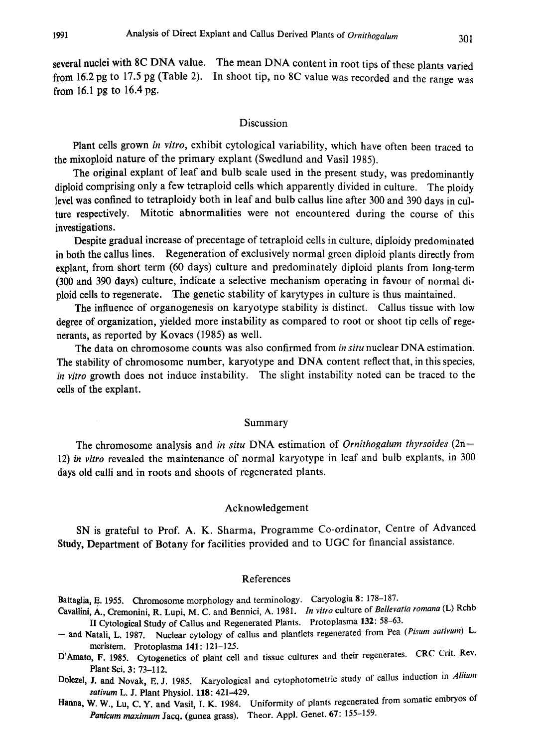several nuclei with 8C DNA value. The mean DNA content in root tips of these plants varied from 16.2 pg to 17.5 pg (Table 2). In shoot tip, no 8C value was recorded and the range was from 16.1 pg to 16.4 pg.

## Discussion

Plant cells grown *in vitro*, exhibit cytological variability, which have often been traced to the mixoploid nature of the primary explant (Swedlund and Vasil 1985).

The original explant of leaf and bulb scale used in the present study, was predominantly diploid comprising only a few tetraploid cells which apparently divided in culture. The ploidy level was confined to tetraploidy both in leaf and bulb callus line after 300 and 390 days in culture respectively. Mitotic abnormalities were not encountered during the course of this investigations.

Despite gradual increase of precentage of tetraploid cells in culture, diploidy predominated in both the callus lines. Regeneration of exclusively normal green diploid plants directly from explant, from short term (60 days) culture and predominately diploid plants from long-term (300 and 390 days) culture, indicate a selective mechanism operating in favour of normal diploid cells to regenerate. The genetic stability of karytypes in culture is thus maintained.

The influence of organogenesis on karyotype stability is distinct. Callus tissue with low degree of organization, yielded more instability as compared to root or shoot tip cells of regenerants, as reported by Kovacs (1985) as well.

The data on chromosome counts was also confirmed from *in situ* nuclear DNA estimation. The stability of chromosome number, karyotype and DNA content reflect that, in this species, *in vitro* growth does not induce instability. The slight instability noted can be traced to the cells of the explant.

## Summary

The chromosome analysis and *in situ* DNA estimation of *Ornithogalum thyrsoides* (2n=12) *in vitro* revealed the maintenance of normal karyotype in leaf and bulb explants, in 300 days old calli and in roots and shoots of regenerated plants.

## Acknowledgement

SN is grateful to Prof. A. K. Sharma, Programme Co-ordinator, Centre of Advanced Study, Department of Botany for facilities provided and to UGC for financial assistance.

## References

Battaglia, E. 1955. Chromosome morphology and terminology. Caryologia **8**: 178–187.

Cavallini, A., Cremonini, R. Lupi, M. C. and Bennici, A. 1981. *In vitro* culture of *Bellevatia romana* (L) Rchb II Cytological Study of Callus and Regenerated Plants. Protoplasma **132**: 58–63.

— and Natali, L. 1987. Nuclear cytology of callus and plantlets regenerated from Pea (*Pisum sativum*) L. meristem. Protoplasma **141**: 121–125.

D'Amato, F. 1985. Cytogenetics of plant cell and tissue cultures and their regenerates. CRC Crit. Rev. Plant Sci. **3**: 73–112.

Dolezel, J. and Novak, E. J. 1985. Karyological and cytophotometric study of callus induction in *Allium sativum* L. J. Plant Physiol. **118**: 421–429.

Hanna, W. W., Lu, C. Y. and Vasil, I. K. 1984. Uniformity of plants regenerated from somatic embryos of *Panicum maximum* Jacq. (gunea grass). Theor. Appl. Genet. **67**: 155–159.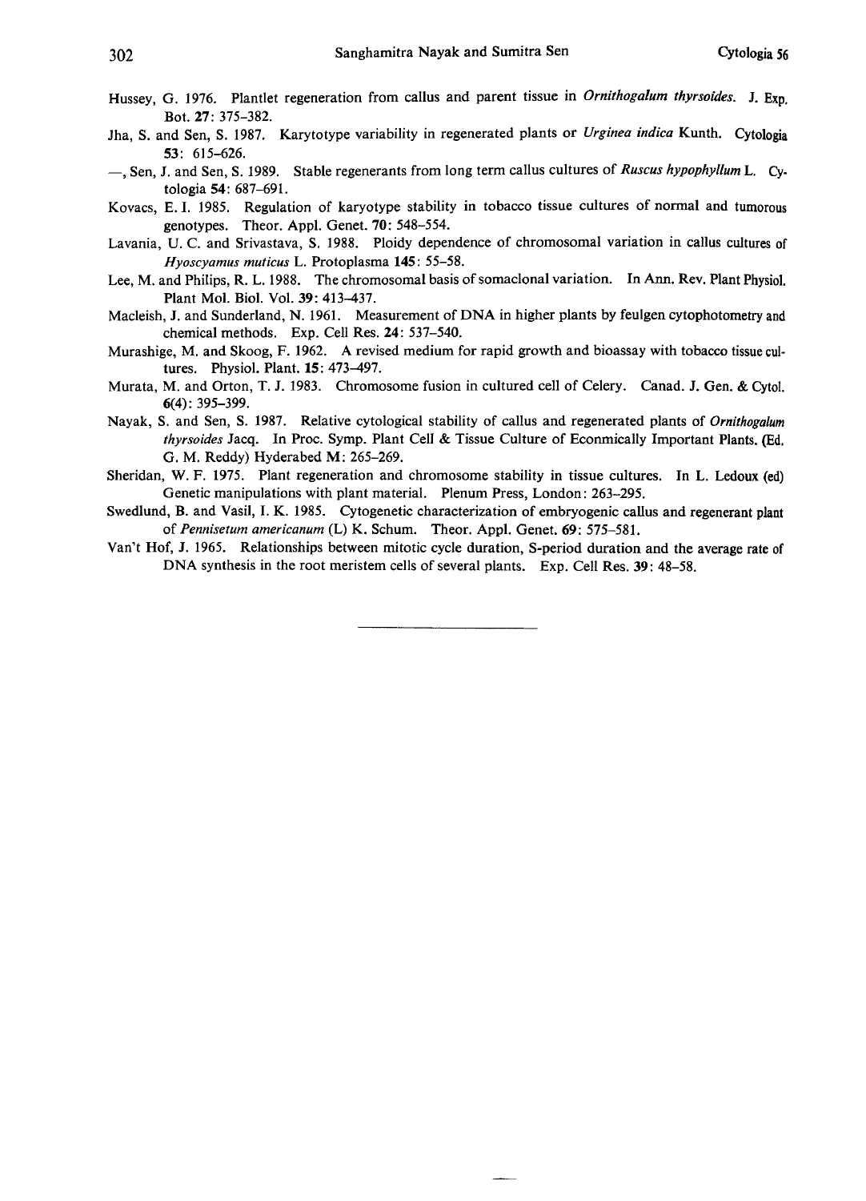Hussey, G. 1976. Plantlet regeneration from callus and parent tissue in *Ornithogalum thyrsoides*. J. Exp. Bot. **27**: 375–382.

Jha, S. and Sen, S. 1987. Karyotype variability in regenerated plants or *Urginea indica* Kunth. Cytologia **53**: 615–626.

—, Sen, J. and Sen, S. 1989. Stable regenerants from long term callus cultures of *Ruscus hypophyllum* L. Cytologia **54**: 687–691.

Kovacs, E. I. 1985. Regulation of karyotype stability in tobacco tissue cultures of normal and tumorous genotypes. Theor. Appl. Genet. **70**: 548–554.

Lavania, U. C. and Srivastava, S. 1988. Ploidy dependence of chromosomal variation in callus cultures of *Hyoscyamus muticus* L. Protoplasma **145**: 55–58.

Lee, M. and Philips, R. L. 1988. The chromosomal basis of somaclonal variation. In Ann. Rev. Plant Physiol. Plant Mol. Biol. Vol. **39**: 413–437.

Macleish, J. and Sunderland, N. 1961. Measurement of DNA in higher plants by feulgen cytophotometry and chemical methods. Exp. Cell Res. **24**: 537–540.

Murashige, M. and Skoog, F. 1962. A revised medium for rapid growth and bioassay with tobacco tissue cultures. Physiol. Plant. **15**: 473–497.

Murata, M. and Orton, T. J. 1983. Chromosome fusion in cultured cell of Celery. Canad. J. Gen. & Cytol. **6**(4): 395–399.

Nayak, S. and Sen, S. 1987. Relative cytological stability of callus and regenerated plants of *Ornithogalum thyrsoides* Jacq. In Proc. Symp. Plant Cell & Tissue Culture of Econmically Important Plants. (Ed. G. M. Reddy) Hyderabed **M**: 265–269.

Sheridan, W. F. 1975. Plant regeneration and chromosome stability in tissue cultures. In L. Ledoux (ed) Genetic manipulations with plant material. Plenum Press, London: 263–295.

Swedlund, B. and Vasil, I. K. 1985. Cytogenetic characterization of embryogenic callus and regenerant plant of *Pennisetum americanum* (L) K. Schum. Theor. Appl. Genet. **69**: 575–581.

Van't Hof, J. 1965. Relationships between mitotic cycle duration, S-period duration and the average rate of DNA synthesis in the root meristem cells of several plants. Exp. Cell Res. **39**: 48–58.